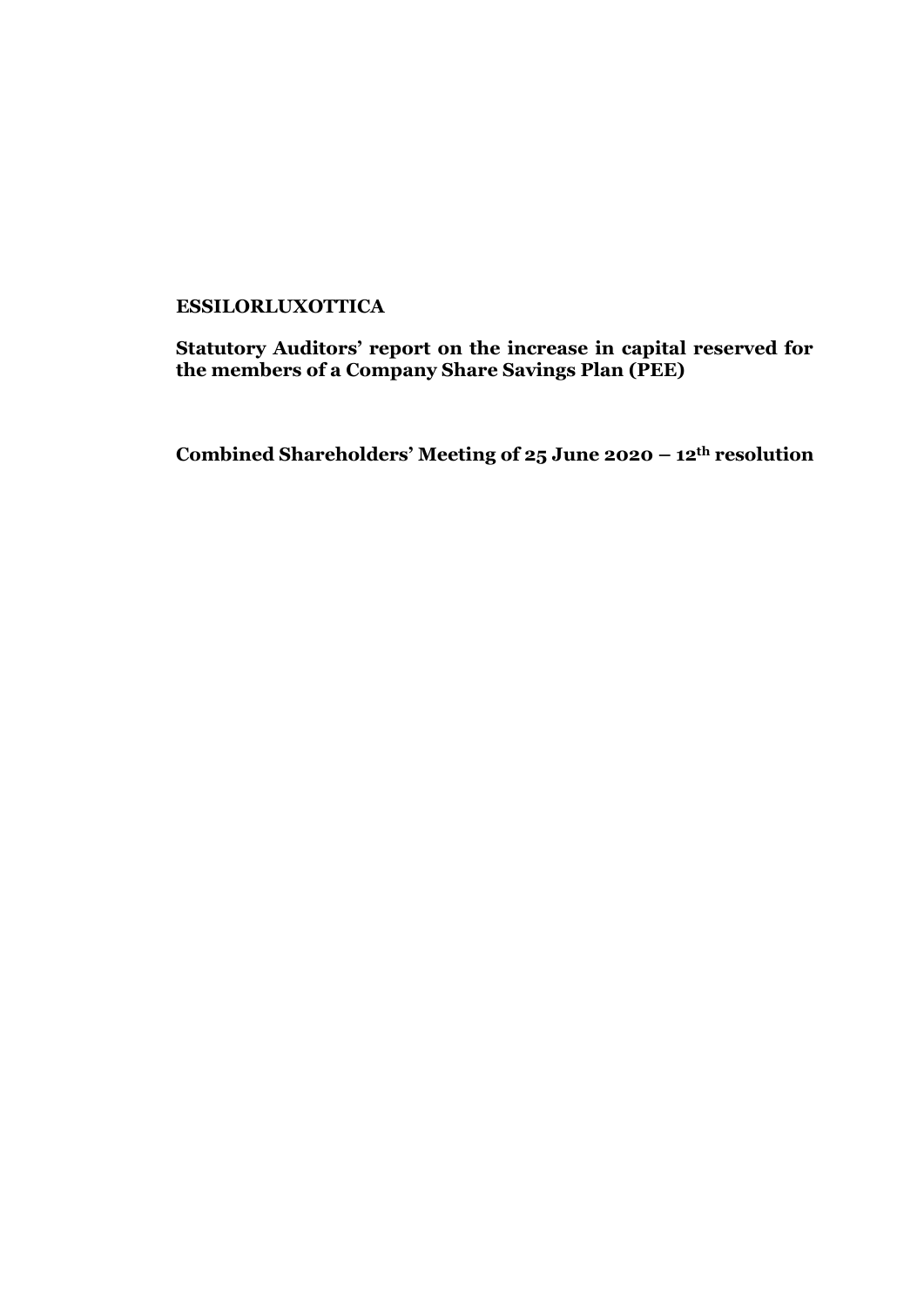**ESSILORLUXOTTICA**

**Statutory Auditors' report on the increase in capital reserved for the members of a Company Share Savings Plan (PEE)**

**Combined Shareholders' Meeting of 25 June 2020 – 12th resolution**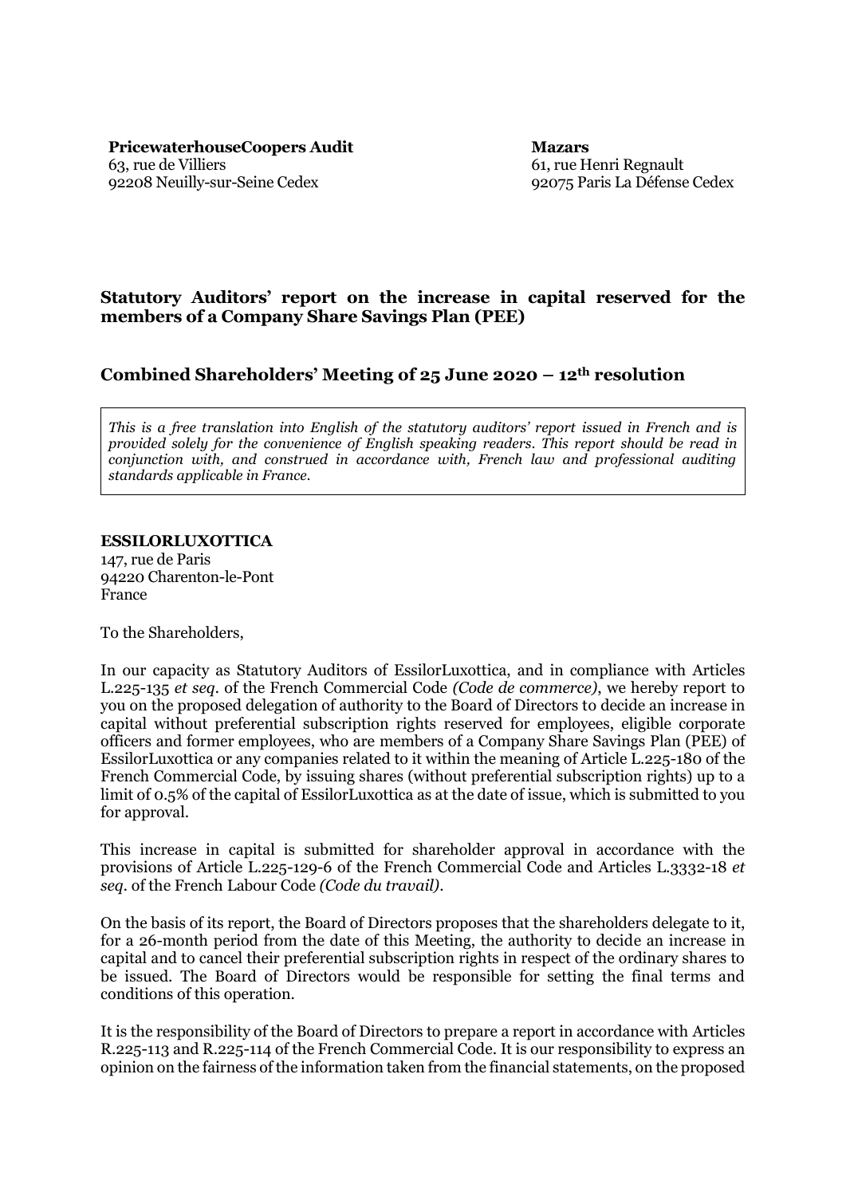**PricewaterhouseCoopers Audit**
63, rue de Villiers
92208 Neuilly-sur-Seine Cedex

**Mazars**
61, rue Henri Regnault
92075 Paris La Défense Cedex

## Statutory Auditors' report on the increase in capital reserved for the members of a Company Share Savings Plan (PEE)

## Combined Shareholders' Meeting of 25 June 2020 – 12th resolution

*This is a free translation into English of the statutory auditors' report issued in French and is provided solely for the convenience of English speaking readers. This report should be read in conjunction with, and construed in accordance with, French law and professional auditing standards applicable in France.*

**ESSILORLUXOTTICA**
147, rue de Paris
94220 Charenton-le-Pont
France

To the Shareholders,

In our capacity as Statutory Auditors of EssilorLuxottica, and in compliance with Articles L.225-135 *et seq.* of the French Commercial Code *(Code de commerce)*, we hereby report to you on the proposed delegation of authority to the Board of Directors to decide an increase in capital without preferential subscription rights reserved for employees, eligible corporate officers and former employees, who are members of a Company Share Savings Plan (PEE) of EssilorLuxottica or any companies related to it within the meaning of Article L.225-180 of the French Commercial Code, by issuing shares (without preferential subscription rights) up to a limit of 0.5% of the capital of EssilorLuxottica as at the date of issue, which is submitted to you for approval.

This increase in capital is submitted for shareholder approval in accordance with the provisions of Article L.225-129-6 of the French Commercial Code and Articles L.3332-18 *et seq.* of the French Labour Code *(Code du travail)*.

On the basis of its report, the Board of Directors proposes that the shareholders delegate to it, for a 26-month period from the date of this Meeting, the authority to decide an increase in capital and to cancel their preferential subscription rights in respect of the ordinary shares to be issued. The Board of Directors would be responsible for setting the final terms and conditions of this operation.

It is the responsibility of the Board of Directors to prepare a report in accordance with Articles R.225-113 and R.225-114 of the French Commercial Code. It is our responsibility to express an opinion on the fairness of the information taken from the financial statements, on the proposed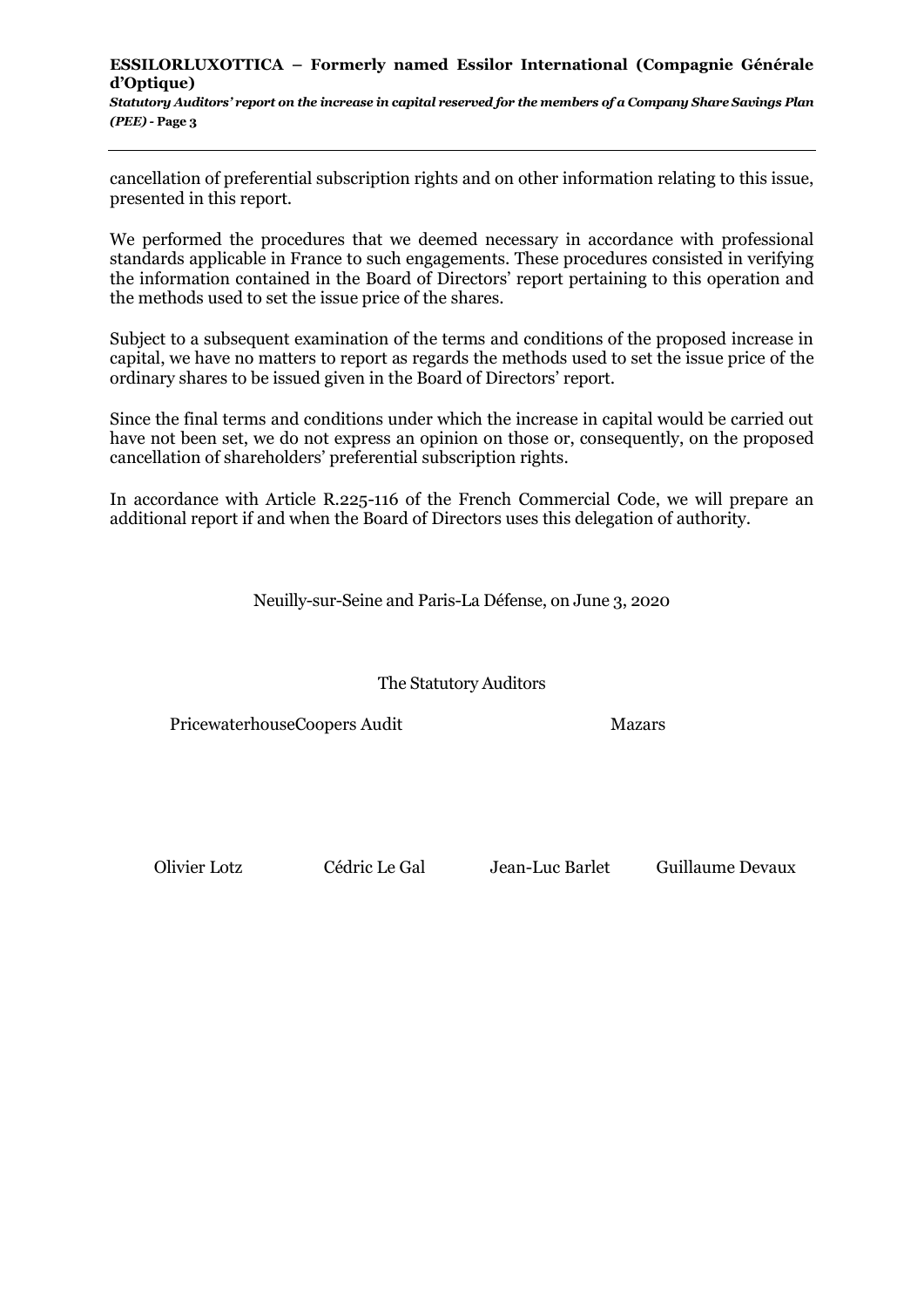cancellation of preferential subscription rights and on other information relating to this issue, presented in this report.

We performed the procedures that we deemed necessary in accordance with professional standards applicable in France to such engagements. These procedures consisted in verifying the information contained in the Board of Directors' report pertaining to this operation and the methods used to set the issue price of the shares.

Subject to a subsequent examination of the terms and conditions of the proposed increase in capital, we have no matters to report as regards the methods used to set the issue price of the ordinary shares to be issued given in the Board of Directors' report.

Since the final terms and conditions under which the increase in capital would be carried out have not been set, we do not express an opinion on those or, consequently, on the proposed cancellation of shareholders' preferential subscription rights.

In accordance with Article R.225-116 of the French Commercial Code, we will prepare an additional report if and when the Board of Directors uses this delegation of authority.

Neuilly-sur-Seine and Paris-La Défense, on June 3, 2020

The Statutory Auditors

PricewaterhouseCoopers Audit — Mazars

Olivier Lotz — Cédric Le Gal — Jean-Luc Barlet — Guillaume Devaux